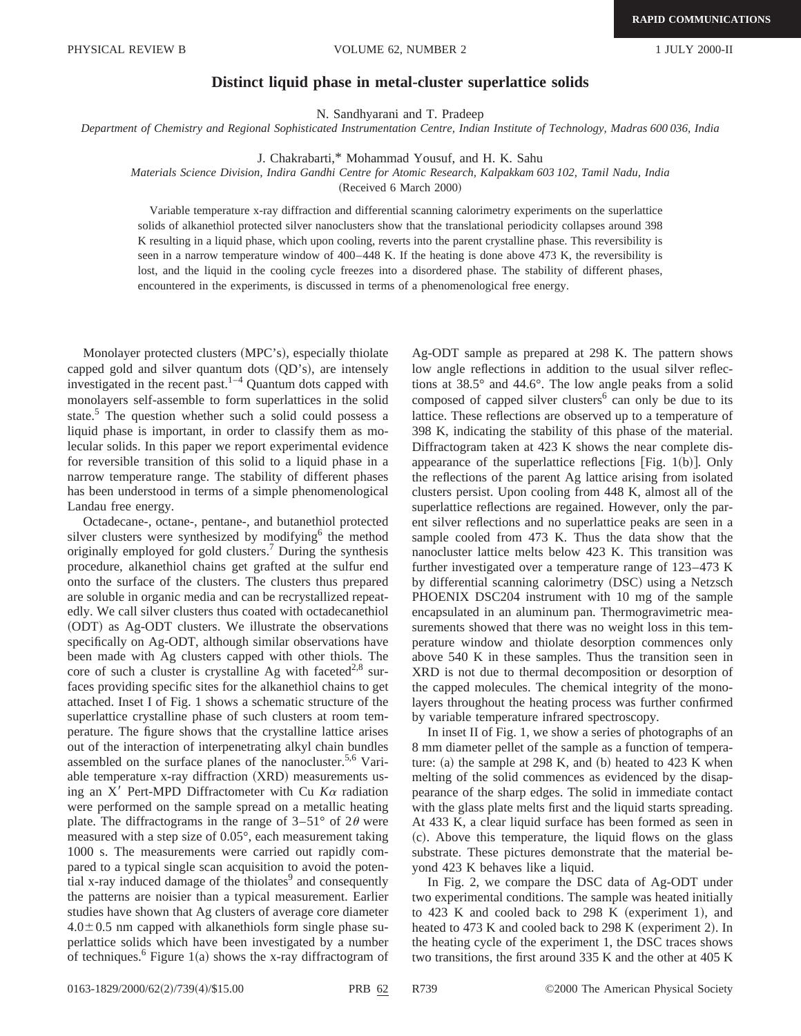RAPID COMMUNICATIONS

# Distinct liquid phase in metal-cluster superlattice solids

N. Sandhyarani and T. Pradeep

*Department of Chemistry and Regional Sophisticated Instrumentation Centre, Indian Institute of Technology, Madras 600 036, India*

J. Chakrabarti,* Mohammad Yousuf, and H. K. Sahu

*Materials Science Division, Indira Gandhi Centre for Atomic Research, Kalpakkam 603 102, Tamil Nadu, India*

(Received 6 March 2000)

Variable temperature x-ray diffraction and differential scanning calorimetry experiments on the superlattice solids of alkanethiol protected silver nanoclusters show that the translational periodicity collapses around 398 K resulting in a liquid phase, which upon cooling, reverts into the parent crystalline phase. This reversibility is seen in a narrow temperature window of 400–448 K. If the heating is done above 473 K, the reversibility is lost, and the liquid in the cooling cycle freezes into a disordered phase. The stability of different phases, encountered in the experiments, is discussed in terms of a phenomenological free energy.

Monolayer protected clusters (MPC's), especially thiolate capped gold and silver quantum dots (QD's), are intensely investigated in the recent past.[1–4] Quantum dots capped with monolayers self-assemble to form superlattices in the solid state.[5] The question whether such a solid could possess a liquid phase is important, in order to classify them as molecular solids. In this paper we report experimental evidence for reversible transition of this solid to a liquid phase in a narrow temperature range. The stability of different phases has been understood in terms of a simple phenomenological Landau free energy.

Octadecane-, octane-, pentane-, and butanethiol protected silver clusters were synthesized by modifying[6] the method originally employed for gold clusters.[7] During the synthesis procedure, alkanethiol chains get grafted at the sulfur end onto the surface of the clusters. The clusters thus prepared are soluble in organic media and can be recrystallized repeatedly. We call silver clusters thus coated with octadecanethiol (ODT) as Ag-ODT clusters. We illustrate the observations specifically on Ag-ODT, although similar observations have been made with Ag clusters capped with other thiols. The core of such a cluster is crystalline Ag with faceted[2,8] surfaces providing specific sites for the alkanethiol chains to get attached. Inset I of Fig. 1 shows a schematic structure of the superlattice crystalline phase of such clusters at room temperature. The figure shows that the crystalline lattice arises out of the interaction of interpenetrating alkyl chain bundles assembled on the surface planes of the nanocluster.[5,6] Variable temperature x-ray diffraction (XRD) measurements using an X′ Pert-MPD Diffractometer with Cu $K\alpha$ radiation were performed on the sample spread on a metallic heating plate. The diffractograms in the range of 3–51° of $2\theta$ were measured with a step size of 0.05°, each measurement taking 1000 s. The measurements were carried out rapidly compared to a typical single scan acquisition to avoid the potential x-ray induced damage of the thiolates[9] and consequently the patterns are noisier than a typical measurement. Earlier studies have shown that Ag clusters of average core diameter $4.0\pm0.5$ nm capped with alkanethiols form single phase superlattice solids which have been investigated by a number of techniques.[6] Figure 1(a) shows the x-ray diffractogram of Ag-ODT sample as prepared at 298 K. The pattern shows low angle reflections in addition to the usual silver reflections at 38.5° and 44.6°. The low angle peaks from a solid composed of capped silver clusters[6] can only be due to its lattice. These reflections are observed up to a temperature of 398 K, indicating the stability of this phase of the material. Diffractogram taken at 423 K shows the near complete disappearance of the superlattice reflections [Fig. 1(b)]. Only the reflections of the parent Ag lattice arising from isolated clusters persist. Upon cooling from 448 K, almost all of the superlattice reflections are regained. However, only the parent silver reflections and no superlattice peaks are seen in a sample cooled from 473 K. Thus the data show that the nanocluster lattice melts below 423 K. This transition was further investigated over a temperature range of 123–473 K by differential scanning calorimetry (DSC) using a Netzsch PHOENIX DSC204 instrument with 10 mg of the sample encapsulated in an aluminum pan. Thermogravimetric measurements showed that there was no weight loss in this temperature window and thiolate desorption commences only above 540 K in these samples. Thus the transition seen in XRD is not due to thermal decomposition or desorption of the capped molecules. The chemical integrity of the monolayers throughout the heating process was further confirmed by variable temperature infrared spectroscopy.

In inset II of Fig. 1, we show a series of photographs of an 8 mm diameter pellet of the sample as a function of temperature: (a) the sample at 298 K, and (b) heated to 423 K when melting of the solid commences as evidenced by the disappearance of the sharp edges. The solid in immediate contact with the glass plate melts first and the liquid starts spreading. At 433 K, a clear liquid surface has been formed as seen in (c). Above this temperature, the liquid flows on the glass substrate. These pictures demonstrate that the material beyond 423 K behaves like a liquid.

In Fig. 2, we compare the DSC data of Ag-ODT under two experimental conditions. The sample was heated initially to 423 K and cooled back to 298 K (experiment 1), and heated to 473 K and cooled back to 298 K (experiment 2). In the heating cycle of the experiment 1, the DSC traces shows two transitions, the first around 335 K and the other at 405 K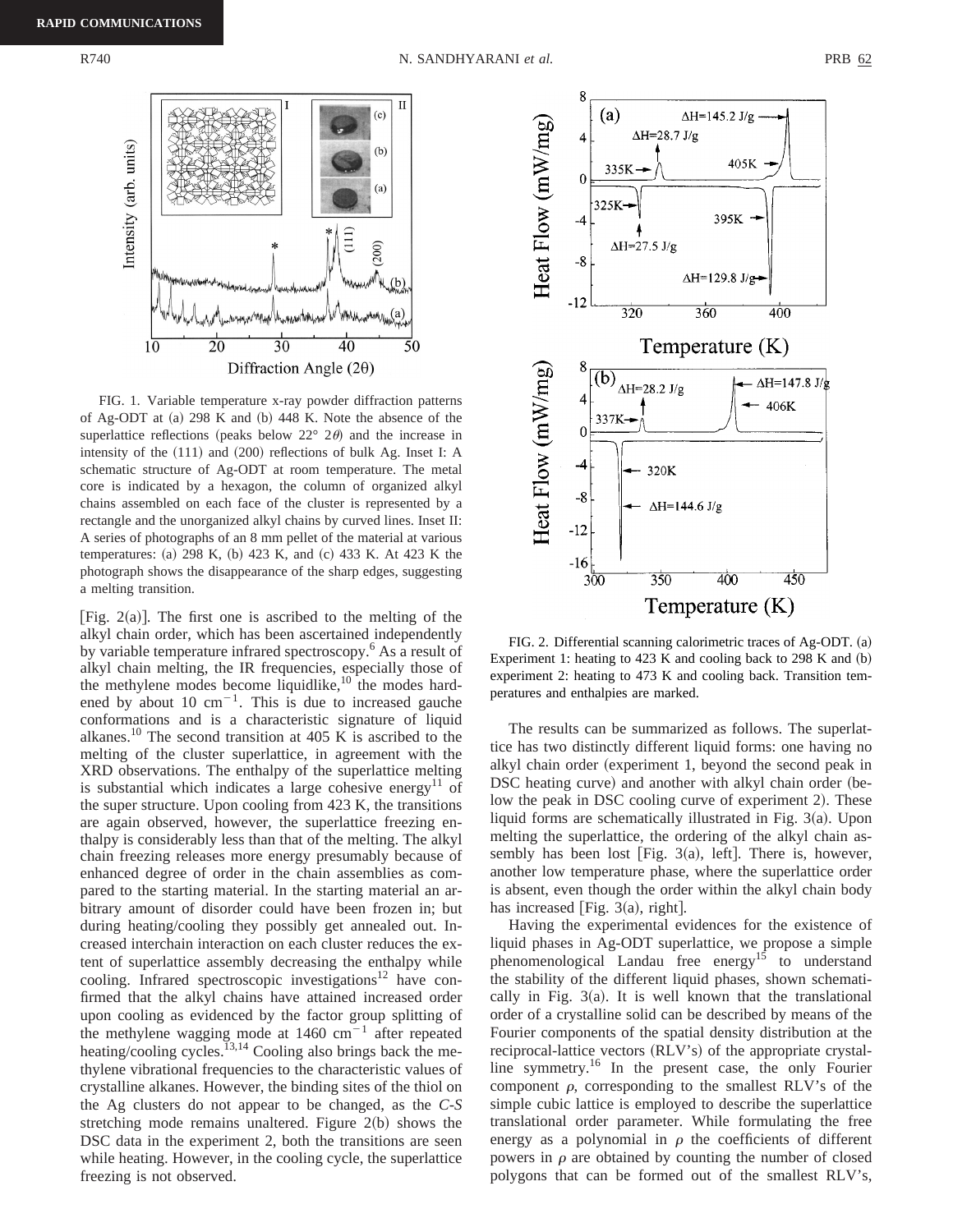FIG. 1. Variable temperature x-ray powder diffraction patterns of Ag-ODT at (a) 298 K and (b) 448 K. Note the absence of the superlattice reflections (peaks below 22° 2$\theta$) and the increase in intensity of the (111) and (200) reflections of bulk Ag. Inset I: A schematic structure of Ag-ODT at room temperature. The metal core is indicated by a hexagon, the column of organized alkyl chains assembled on each face of the cluster is represented by a rectangle and the unorganized alkyl chains by curved lines. Inset II: A series of photographs of an 8 mm pellet of the material at various temperatures: (a) 298 K, (b) 423 K, and (c) 433 K. At 423 K the photograph shows the disappearance of the sharp edges, suggesting a melting transition.

[Fig. 2(a)]. The first one is ascribed to the melting of the alkyl chain order, which has been ascertained independently by variable temperature infrared spectroscopy.[6] As a result of alkyl chain melting, the IR frequencies, especially those of the methylene modes become liquidlike,[10] the modes hardened by about 10 cm$^{-1}$. This is due to increased gauche conformations and is a characteristic signature of liquid alkanes.[10] The second transition at 405 K is ascribed to the melting of the cluster superlattice, in agreement with the XRD observations. The enthalpy of the superlattice melting is substantial which indicates a large cohesive energy[11] of the super structure. Upon cooling from 423 K, the transitions are again observed, however, the superlattice freezing enthalpy is considerably less than that of the melting. The alkyl chain freezing releases more energy presumably because of enhanced degree of order in the chain assemblies as compared to the starting material. In the starting material an arbitrary amount of disorder could have been frozen in; but during heating/cooling they possibly get annealed out. Increased interchain interaction on each cluster reduces the extent of superlattice assembly decreasing the enthalpy while cooling. Infrared spectroscopic investigations[12] have confirmed that the alkyl chains have attained increased order upon cooling as evidenced by the factor group splitting of the methylene wagging mode at 1460 cm$^{-1}$ after repeated heating/cooling cycles.[13,14] Cooling also brings back the methylene vibrational frequencies to the characteristic values of crystalline alkanes. However, the binding sites of the thiol on the Ag clusters do not appear to be changed, as the *C-S* stretching mode remains unaltered. Figure 2(b) shows the DSC data in the experiment 2, both the transitions are seen while heating. However, in the cooling cycle, the superlattice freezing is not observed.

FIG. 2. Differential scanning calorimetric traces of Ag-ODT. (a) Experiment 1: heating to 423 K and cooling back to 298 K and (b) experiment 2: heating to 473 K and cooling back. Transition temperatures and enthalpies are marked.

The results can be summarized as follows. The superlattice has two distinctly different liquid forms: one having no alkyl chain order (experiment 1, beyond the second peak in DSC heating curve) and another with alkyl chain order (below the peak in DSC cooling curve of experiment 2). These liquid forms are schematically illustrated in Fig. 3(a). Upon melting the superlattice, the ordering of the alkyl chain assembly has been lost [Fig. 3(a), left]. There is, however, another low temperature phase, where the superlattice order is absent, even though the order within the alkyl chain body has increased [Fig. 3(a), right].

Having the experimental evidences for the existence of liquid phases in Ag-ODT superlattice, we propose a simple phenomenological Landau free energy[15] to understand the stability of the different liquid phases, shown schematically in Fig. 3(a). It is well known that the translational order of a crystalline solid can be described by means of the Fourier components of the spatial density distribution at the reciprocal-lattice vectors (RLV's) of the appropriate crystalline symmetry.[16] In the present case, the only Fourier component $\rho$, corresponding to the smallest RLV's of the simple cubic lattice is employed to describe the superlattice translational order parameter. While formulating the free energy as a polynomial in $\rho$ the coefficients of different powers in $\rho$ are obtained by counting the number of closed polygons that can be formed out of the smallest RLV's,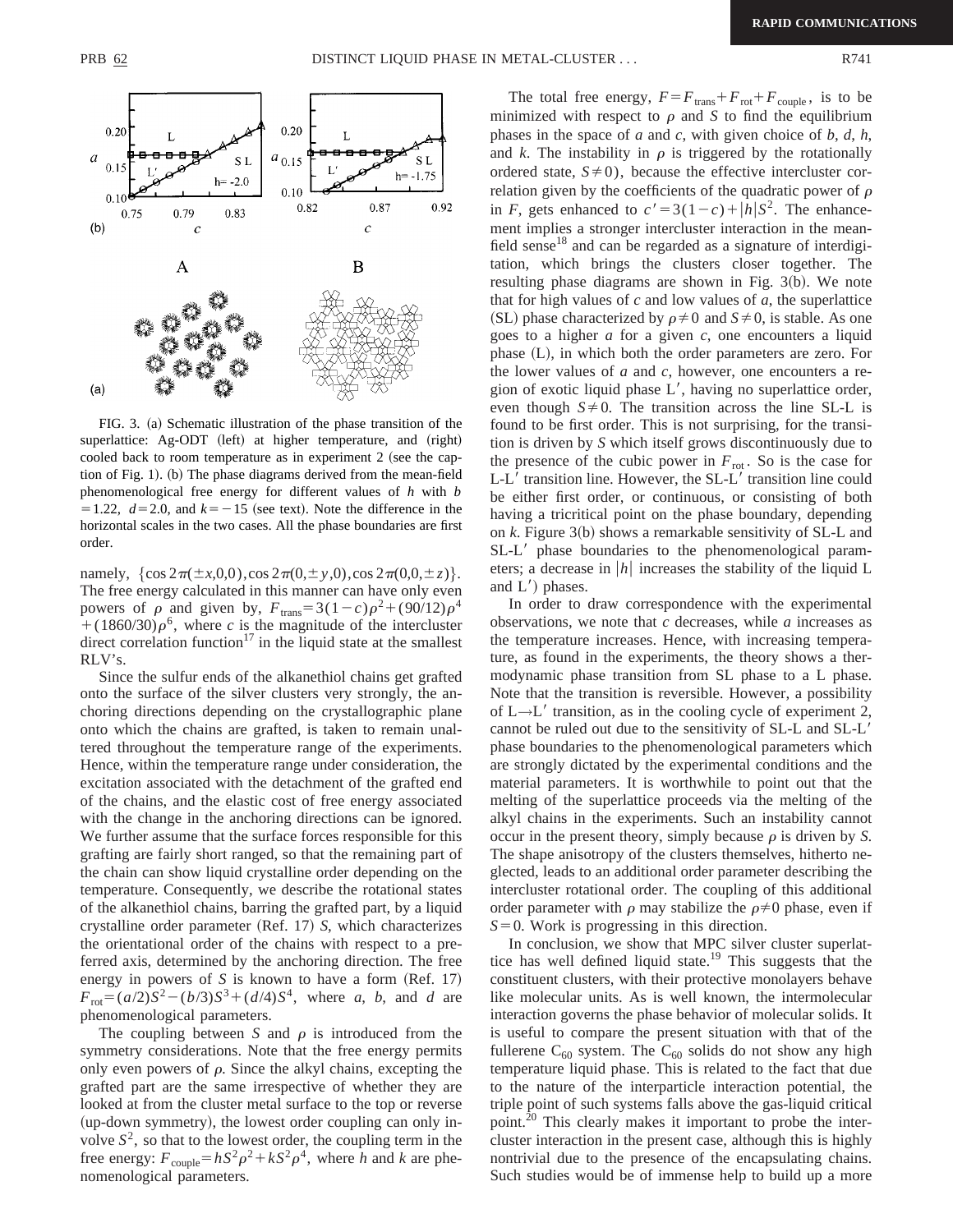FIG. 3. (a) Schematic illustration of the phase transition of the superlattice: Ag-ODT (left) at higher temperature, and (right) cooled back to room temperature as in experiment 2 (see the caption of Fig. 1). (b) The phase diagrams derived from the mean-field phenomenological free energy for different values of $h$ with $b = 1.22$, $d = 2.0$, and $k = -15$ (see text). Note the difference in the horizontal scales in the two cases. All the phase boundaries are first order.

namely, $\{\cos 2\pi(\pm x,0,0), \cos 2\pi(0,\pm y,0), \cos 2\pi(0,0,\pm z)\}$. The free energy calculated in this manner can have only even powers of $\rho$ and given by, $F_{\rm trans} = 3(1-c)\rho^2 + (90/12)\rho^4 + (1860/30)\rho^6$, where $c$ is the magnitude of the intercluster direct correlation function[17] in the liquid state at the smallest RLV's.

Since the sulfur ends of the alkanethiol chains get grafted onto the surface of the silver clusters very strongly, the anchoring directions depending on the crystallographic plane onto which the chains are grafted, is taken to remain unaltered throughout the temperature range of the experiments. Hence, within the temperature range under consideration, the excitation associated with the detachment of the grafted end of the chains, and the elastic cost of free energy associated with the change in the anchoring directions can be ignored. We further assume that the surface forces responsible for this grafting are fairly short ranged, so that the remaining part of the chain can show liquid crystalline order depending on the temperature. Consequently, we describe the rotational states of the alkanethiol chains, barring the grafted part, by a liquid crystalline order parameter (Ref. 17) $S$, which characterizes the orientational order of the chains with respect to a preferred axis, determined by the anchoring direction. The free energy in powers of $S$ is known to have a form (Ref. 17) $F_{\rm rot} = (a/2)S^2 - (b/3)S^3 + (d/4)S^4$, where $a$, $b$, and $d$ are phenomenological parameters.

The coupling between $S$ and $\rho$ is introduced from the symmetry considerations. Note that the free energy permits only even powers of $\rho$. Since the alkyl chains, excepting the grafted part are the same irrespective of whether they are looked at from the cluster metal surface to the top or reverse (up-down symmetry), the lowest order coupling can only involve $S^2$, so that to the lowest order, the coupling term in the free energy: $F_{\rm couple} = hS^2\rho^2 + kS^2\rho^4$, where $h$ and $k$ are phenomenological parameters.

The total free energy, $F = F_{\rm trans} + F_{\rm rot} + F_{\rm couple}$, is to be minimized with respect to $\rho$ and $S$ to find the equilibrium phases in the space of $a$ and $c$, with given choice of $b$, $d$, $h$, and $k$. The instability in $\rho$ is triggered by the rotationally ordered state, $(S \neq 0)$, because the effective intercluster correlation given by the coefficients of the quadratic power of $\rho$ in $F$, gets enhanced to $c' = 3(1-c) + |h|S^2$. The enhancement implies a stronger intercluster interaction in the mean-field sense[18] and can be regarded as a signature of interdigitation, which brings the clusters closer together. The resulting phase diagrams are shown in Fig. 3(b). We note that for high values of $c$ and low values of $a$, the superlattice (SL) phase characterized by $\rho \neq 0$ and $S \neq 0$, is stable. As one goes to a higher $a$ for a given $c$, one encounters a liquid phase (L), in which both the order parameters are zero. For the lower values of $a$ and $c$, however, one encounters a region of exotic liquid phase L′, having no superlattice order, even though $S \neq 0$. The transition across the line SL-L is found to be first order. This is not surprising, for the transition is driven by $S$ which itself grows discontinuously due to the presence of the cubic power in $F_{\rm rot}$. So is the case for L-L′ transition line. However, the SL-L′ transition line could be either first order, or continuous, or consisting of both having a tricritical point on the phase boundary, depending on $k$. Figure 3(b) shows a remarkable sensitivity of SL-L and SL-L′ phase boundaries to the phenomenological parameters; a decrease in $|h|$ increases the stability of the liquid L and L′) phases.

In order to draw correspondence with the experimental observations, we note that $c$ decreases, while $a$ increases as the temperature increases. Hence, with increasing temperature, as found in the experiments, the theory shows a thermodynamic phase transition from SL phase to a L phase. Note that the transition is reversible. However, a possibility of L→L′ transition, as in the cooling cycle of experiment 2, cannot be ruled out due to the sensitivity of SL-L and SL-L′ phase boundaries to the phenomenological parameters which are strongly dictated by the experimental conditions and the material parameters. It is worthwhile to point out that the melting of the superlattice proceeds via the melting of the alkyl chains in the experiments. Such an instability cannot occur in the present theory, simply because $\rho$ is driven by $S$. The shape anisotropy of the clusters themselves, hitherto neglected, leads to an additional order parameter describing the intercluster rotational order. The coupling of this additional order parameter with $\rho$ may stabilize the $\rho \neq 0$ phase, even if $S = 0$. Work is progressing in this direction.

In conclusion, we show that MPC silver cluster superlattice has well defined liquid state.[19] This suggests that the constituent clusters, with their protective monolayers behave like molecular units. As is well known, the intermolecular interaction governs the phase behavior of molecular solids. It is useful to compare the present situation with that of the fullerene $C_{60}$ system. The $C_{60}$ solids do not show any high temperature liquid phase. This is related to the fact that due to the nature of the interparticle interaction potential, the triple point of such systems falls above the gas-liquid critical point.[20] This clearly makes it important to probe the intercluster interaction in the present case, although this is highly nontrivial due to the presence of the encapsulating chains. Such studies would be of immense help to build up a more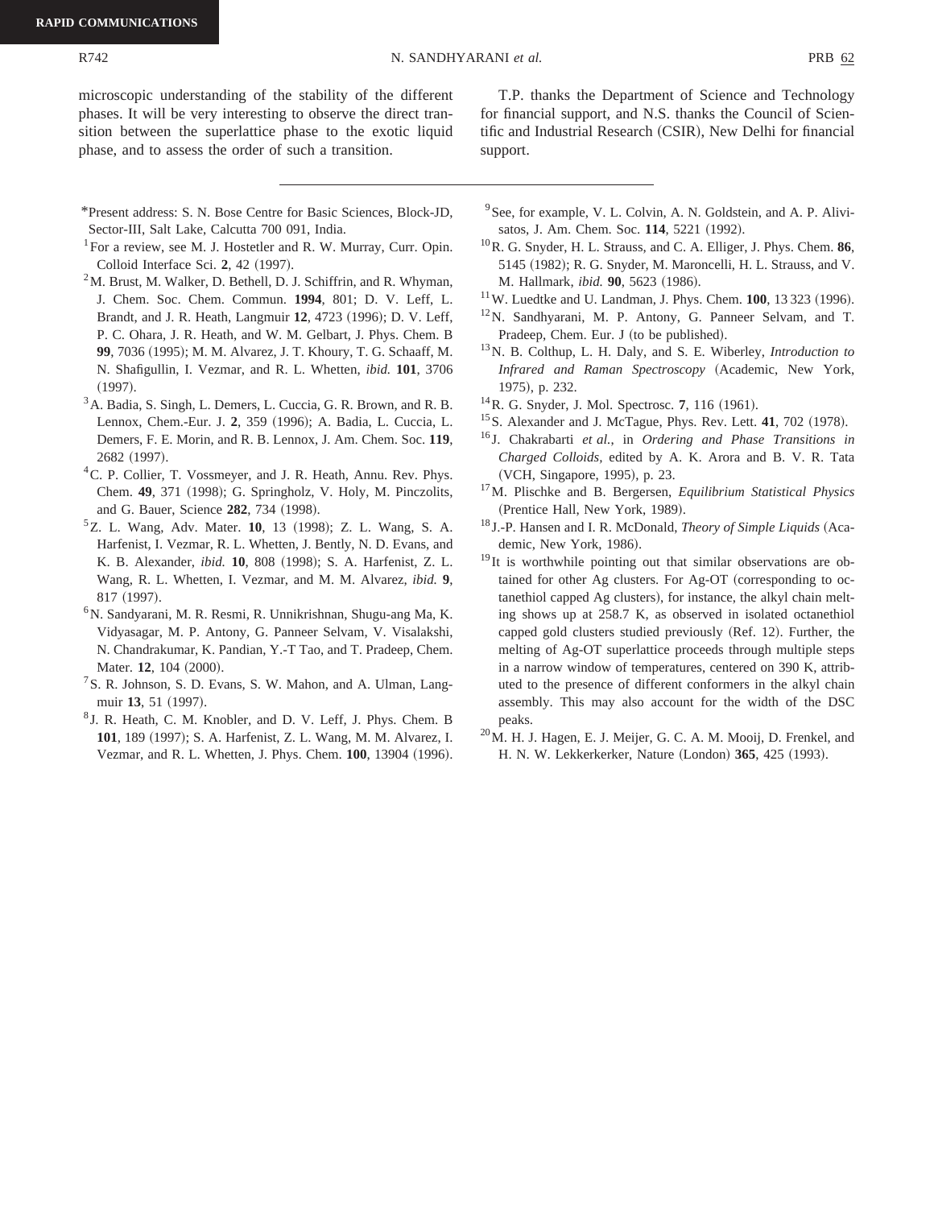microscopic understanding of the stability of the different phases. It will be very interesting to observe the direct transition between the superlattice phase to the exotic liquid phase, and to assess the order of such a transition.

T.P. thanks the Department of Science and Technology for financial support, and N.S. thanks the Council of Scientific and Industrial Research (CSIR), New Delhi for financial support.

---

*Present address: S. N. Bose Centre for Basic Sciences, Block-JD, Sector-III, Salt Lake, Calcutta 700 091, India.

[1] For a review, see M. J. Hostetler and R. W. Murray, Curr. Opin. Colloid Interface Sci. **2**, 42 (1997).

[2] M. Brust, M. Walker, D. Bethell, D. J. Schiffrin, and R. Whyman, J. Chem. Soc. Chem. Commun. **1994**, 801; D. V. Leff, L. Brandt, and J. R. Heath, Langmuir **12**, 4723 (1996); D. V. Leff, P. C. Ohara, J. R. Heath, and W. M. Gelbart, J. Phys. Chem. B **99**, 7036 (1995); M. M. Alvarez, J. T. Khoury, T. G. Schaaff, M. N. Shafigullin, I. Vezmar, and R. L. Whetten, *ibid.* **101**, 3706 (1997).

[3] A. Badia, S. Singh, L. Demers, L. Cuccia, G. R. Brown, and R. B. Lennox, Chem.-Eur. J. **2**, 359 (1996); A. Badia, L. Cuccia, L. Demers, F. E. Morin, and R. B. Lennox, J. Am. Chem. Soc. **119**, 2682 (1997).

[4] C. P. Collier, T. Vossmeyer, and J. R. Heath, Annu. Rev. Phys. Chem. **49**, 371 (1998); G. Springholz, V. Holy, M. Pinczolits, and G. Bauer, Science **282**, 734 (1998).

[5] Z. L. Wang, Adv. Mater. **10**, 13 (1998); Z. L. Wang, S. A. Harfenist, I. Vezmar, R. L. Whetten, J. Bently, N. D. Evans, and K. B. Alexander, *ibid.* **10**, 808 (1998); S. A. Harfenist, Z. L. Wang, R. L. Whetten, I. Vezmar, and M. M. Alvarez, *ibid.* **9**, 817 (1997).

[6] N. Sandyarani, M. R. Resmi, R. Unnikrishnan, Shugu-ang Ma, K. Vidyasagar, M. P. Antony, G. Panneer Selvam, V. Visalakshi, N. Chandrakumar, K. Pandian, Y.-T Tao, and T. Pradeep, Chem. Mater. **12**, 104 (2000).

[7] S. R. Johnson, S. D. Evans, S. W. Mahon, and A. Ulman, Langmuir **13**, 51 (1997).

[8] J. R. Heath, C. M. Knobler, and D. V. Leff, J. Phys. Chem. B **101**, 189 (1997); S. A. Harfenist, Z. L. Wang, M. M. Alvarez, I. Vezmar, and R. L. Whetten, J. Phys. Chem. **100**, 13904 (1996).

[9] See, for example, V. L. Colvin, A. N. Goldstein, and A. P. Alivisatos, J. Am. Chem. Soc. **114**, 5221 (1992).

[10] R. G. Snyder, H. L. Strauss, and C. A. Elliger, J. Phys. Chem. **86**, 5145 (1982); R. G. Snyder, M. Maroncelli, H. L. Strauss, and V. M. Hallmark, *ibid.* **90**, 5623 (1986).

[11] W. Luedtke and U. Landman, J. Phys. Chem. **100**, 13 323 (1996).

[12] N. Sandhyarani, M. P. Antony, G. Panneer Selvam, and T. Pradeep, Chem. Eur. J (to be published).

[13] N. B. Colthup, L. H. Daly, and S. E. Wiberley, *Introduction to Infrared and Raman Spectroscopy* (Academic, New York, 1975), p. 232.

[14] R. G. Snyder, J. Mol. Spectrosc. **7**, 116 (1961).

[15] S. Alexander and J. McTague, Phys. Rev. Lett. **41**, 702 (1978).

[16] J. Chakrabarti *et al.*, in *Ordering and Phase Transitions in Charged Colloids*, edited by A. K. Arora and B. V. R. Tata (VCH, Singapore, 1995), p. 23.

[17] M. Plischke and B. Bergersen, *Equilibrium Statistical Physics* (Prentice Hall, New York, 1989).

[18] J.-P. Hansen and I. R. McDonald, *Theory of Simple Liquids* (Academic, New York, 1986).

[19] It is worthwhile pointing out that similar observations are obtained for other Ag clusters. For Ag-OT (corresponding to octanethiol capped Ag clusters), for instance, the alkyl chain melting shows up at 258.7 K, as observed in isolated octanethiol capped gold clusters studied previously (Ref. 12). Further, the melting of Ag-OT superlattice proceeds through multiple steps in a narrow window of temperatures, centered on 390 K, attributed to the presence of different conformers in the alkyl chain assembly. This may also account for the width of the DSC peaks.

[20] M. H. J. Hagen, E. J. Meijer, G. C. A. M. Mooij, D. Frenkel, and H. N. W. Lekkerkerker, Nature (London) **365**, 425 (1993).